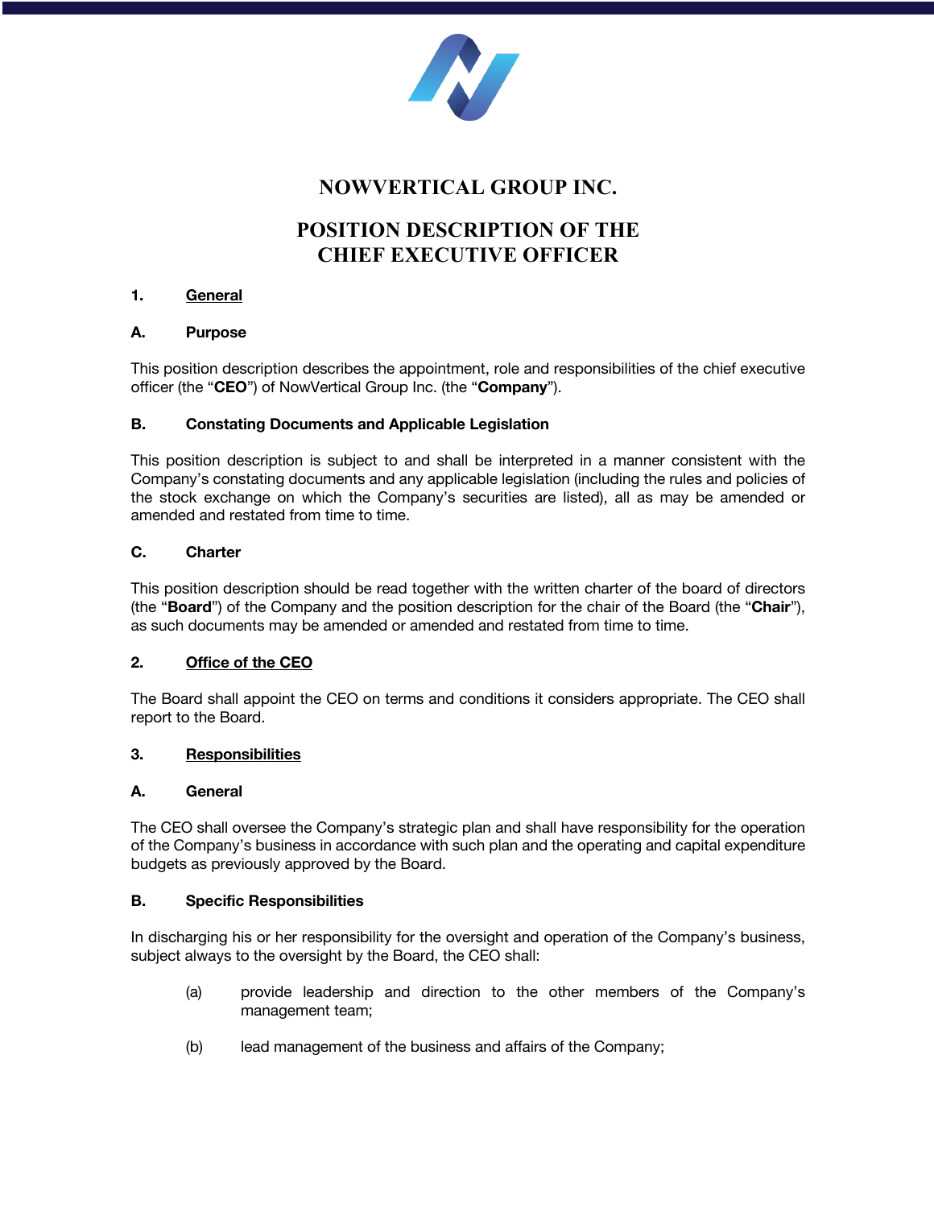# NOWVERTICAL GROUP INC.

# POSITION DESCRIPTION OF THE CHIEF EXECUTIVE OFFICER

## 1. General

### A. Purpose

This position description describes the appointment, role and responsibilities of the chief executive officer (the "**CEO**") of NowVertical Group Inc. (the "**Company**").

### B. Constating Documents and Applicable Legislation

This position description is subject to and shall be interpreted in a manner consistent with the Company's constating documents and any applicable legislation (including the rules and policies of the stock exchange on which the Company's securities are listed), all as may be amended or amended and restated from time to time.

### C. Charter

This position description should be read together with the written charter of the board of directors (the "**Board**") of the Company and the position description for the chair of the Board (the "**Chair**"), as such documents may be amended or amended and restated from time to time.

## 2. Office of the CEO

The Board shall appoint the CEO on terms and conditions it considers appropriate. The CEO shall report to the Board.

## 3. Responsibilities

### A. General

The CEO shall oversee the Company's strategic plan and shall have responsibility for the operation of the Company's business in accordance with such plan and the operating and capital expenditure budgets as previously approved by the Board.

### B. Specific Responsibilities

In discharging his or her responsibility for the oversight and operation of the Company's business, subject always to the oversight by the Board, the CEO shall:

(a) provide leadership and direction to the other members of the Company's management team;

(b) lead management of the business and affairs of the Company;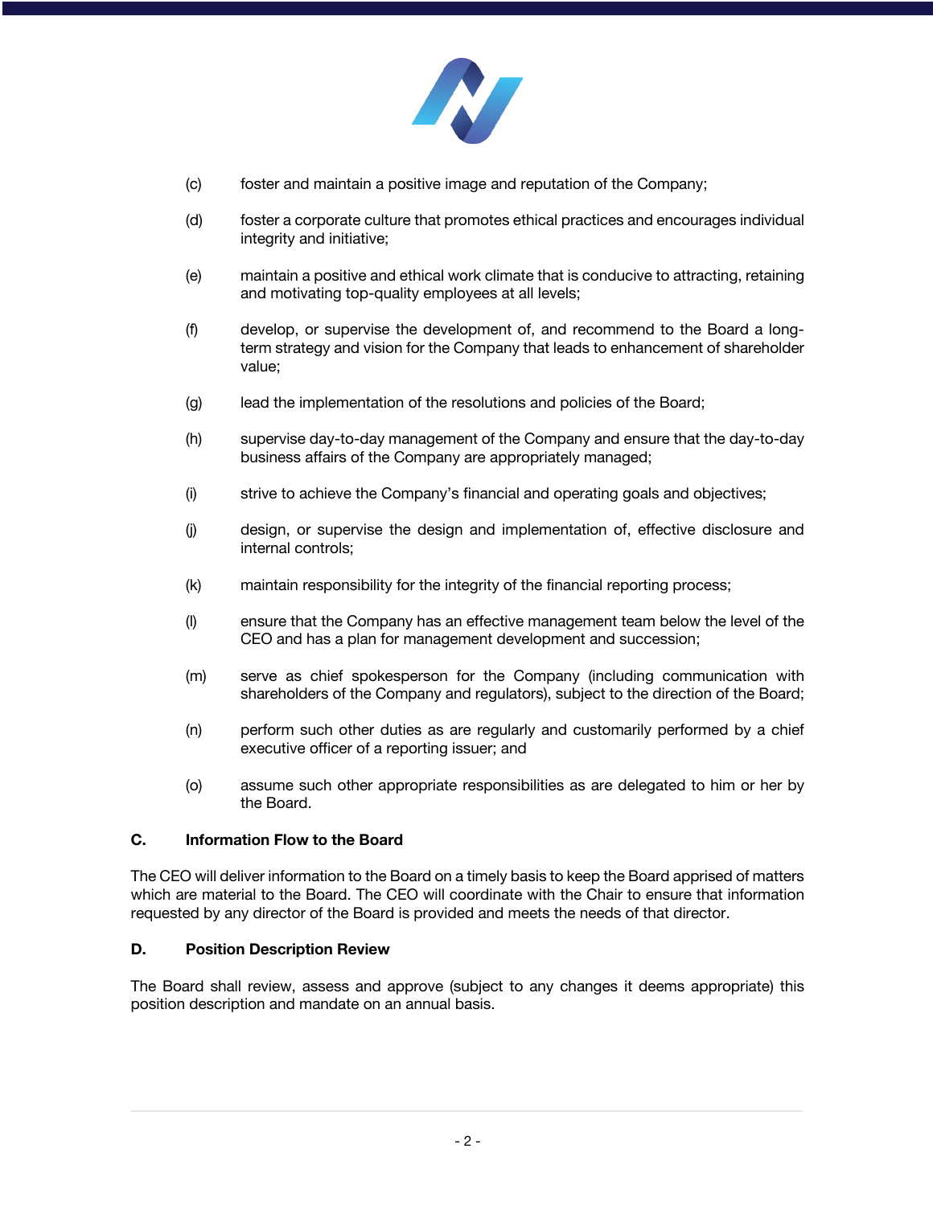(c) foster and maintain a positive image and reputation of the Company;

(d) foster a corporate culture that promotes ethical practices and encourages individual integrity and initiative;

(e) maintain a positive and ethical work climate that is conducive to attracting, retaining and motivating top-quality employees at all levels;

(f) develop, or supervise the development of, and recommend to the Board a long-term strategy and vision for the Company that leads to enhancement of shareholder value;

(g) lead the implementation of the resolutions and policies of the Board;

(h) supervise day-to-day management of the Company and ensure that the day-to-day business affairs of the Company are appropriately managed;

(i) strive to achieve the Company's financial and operating goals and objectives;

(j) design, or supervise the design and implementation of, effective disclosure and internal controls;

(k) maintain responsibility for the integrity of the financial reporting process;

(l) ensure that the Company has an effective management team below the level of the CEO and has a plan for management development and succession;

(m) serve as chief spokesperson for the Company (including communication with shareholders of the Company and regulators), subject to the direction of the Board;

(n) perform such other duties as are regularly and customarily performed by a chief executive officer of a reporting issuer; and

(o) assume such other appropriate responsibilities as are delegated to him or her by the Board.

## C. Information Flow to the Board

The CEO will deliver information to the Board on a timely basis to keep the Board apprised of matters which are material to the Board. The CEO will coordinate with the Chair to ensure that information requested by any director of the Board is provided and meets the needs of that director.

## D. Position Description Review

The Board shall review, assess and approve (subject to any changes it deems appropriate) this position description and mandate on an annual basis.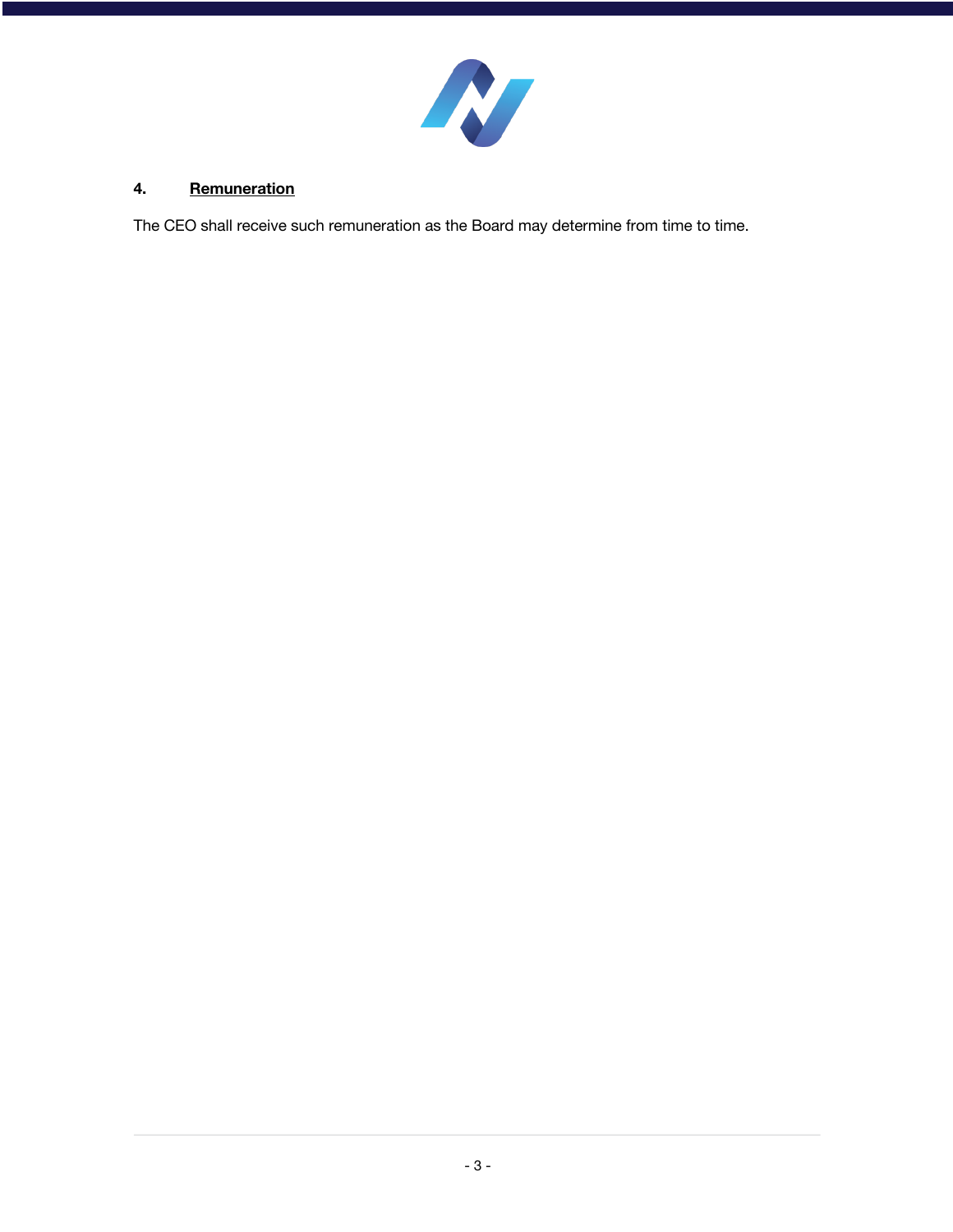## 4. Remuneration

The CEO shall receive such remuneration as the Board may determine from time to time.